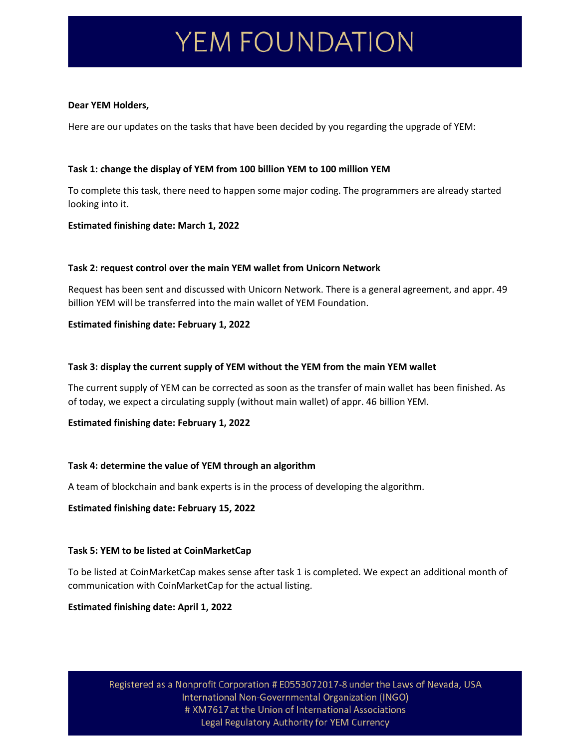# YEM FOUNDATION

**Dear YEM Holders,**

Here are our updates on the tasks that have been decided by you regarding the upgrade of YEM:

**Task 1: change the display of YEM from 100 billion YEM to 100 million YEM**

To complete this task, there need to happen some major coding. The programmers are already started looking into it.

**Estimated finishing date: March 1, 2022**

**Task 2: request control over the main YEM wallet from Unicorn Network**

Request has been sent and discussed with Unicorn Network. There is a general agreement, and appr. 49 billion YEM will be transferred into the main wallet of YEM Foundation.

**Estimated finishing date: February 1, 2022**

**Task 3: display the current supply of YEM without the YEM from the main YEM wallet**

The current supply of YEM can be corrected as soon as the transfer of main wallet has been finished. As of today, we expect a circulating supply (without main wallet) of appr. 46 billion YEM.

**Estimated finishing date: February 1, 2022**

**Task 4: determine the value of YEM through an algorithm**

A team of blockchain and bank experts is in the process of developing the algorithm.

**Estimated finishing date: February 15, 2022**

**Task 5: YEM to be listed at CoinMarketCap**

To be listed at CoinMarketCap makes sense after task 1 is completed. We expect an additional month of communication with CoinMarketCap for the actual listing.

**Estimated finishing date: April 1, 2022**

Registered as a Nonprofit Corporation # E0553072017-8 under the Laws of Nevada, USA
International Non-Governmental Organization (INGO)
# XM7617 at the Union of International Associations
Legal Regulatory Authority for YEM Currency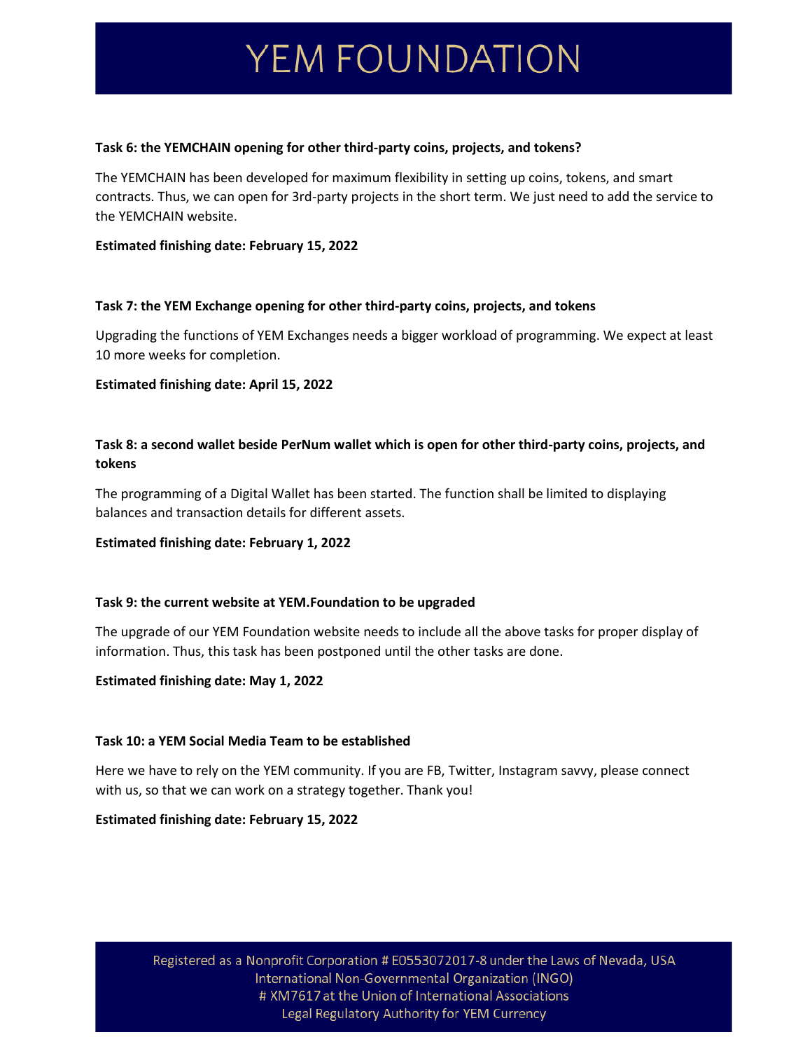**Task 6: the YEMCHAIN opening for other third-party coins, projects, and tokens?**

The YEMCHAIN has been developed for maximum flexibility in setting up coins, tokens, and smart contracts. Thus, we can open for 3rd-party projects in the short term. We just need to add the service to the YEMCHAIN website.

**Estimated finishing date: February 15, 2022**

**Task 7: the YEM Exchange opening for other third-party coins, projects, and tokens**

Upgrading the functions of YEM Exchanges needs a bigger workload of programming. We expect at least 10 more weeks for completion.

**Estimated finishing date: April 15, 2022**

**Task 8: a second wallet beside PerNum wallet which is open for other third-party coins, projects, and tokens**

The programming of a Digital Wallet has been started. The function shall be limited to displaying balances and transaction details for different assets.

**Estimated finishing date: February 1, 2022**

**Task 9: the current website at YEM.Foundation to be upgraded**

The upgrade of our YEM Foundation website needs to include all the above tasks for proper display of information. Thus, this task has been postponed until the other tasks are done.

**Estimated finishing date: May 1, 2022**

**Task 10: a YEM Social Media Team to be established**

Here we have to rely on the YEM community. If you are FB, Twitter, Instagram savvy, please connect with us, so that we can work on a strategy together. Thank you!

**Estimated finishing date: February 15, 2022**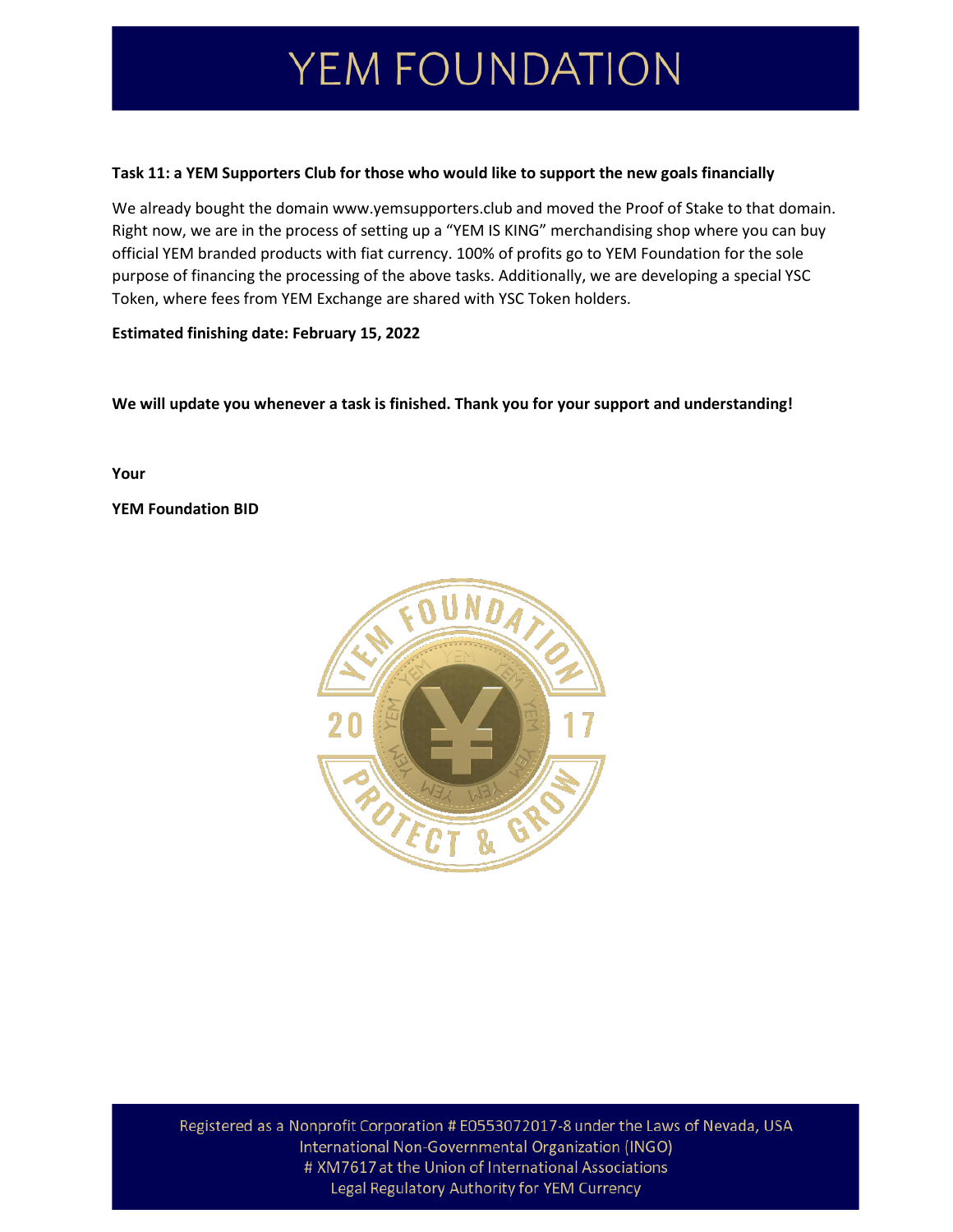**Task 11: a YEM Supporters Club for those who would like to support the new goals financially**

We already bought the domain www.yemsupporters.club and moved the Proof of Stake to that domain. Right now, we are in the process of setting up a "YEM IS KING" merchandising shop where you can buy official YEM branded products with fiat currency. 100% of profits go to YEM Foundation for the sole purpose of financing the processing of the above tasks. Additionally, we are developing a special YSC Token, where fees from YEM Exchange are shared with YSC Token holders.

**Estimated finishing date: February 15, 2022**

**We will update you whenever a task is finished. Thank you for your support and understanding!**

**Your**

**YEM Foundation BID**